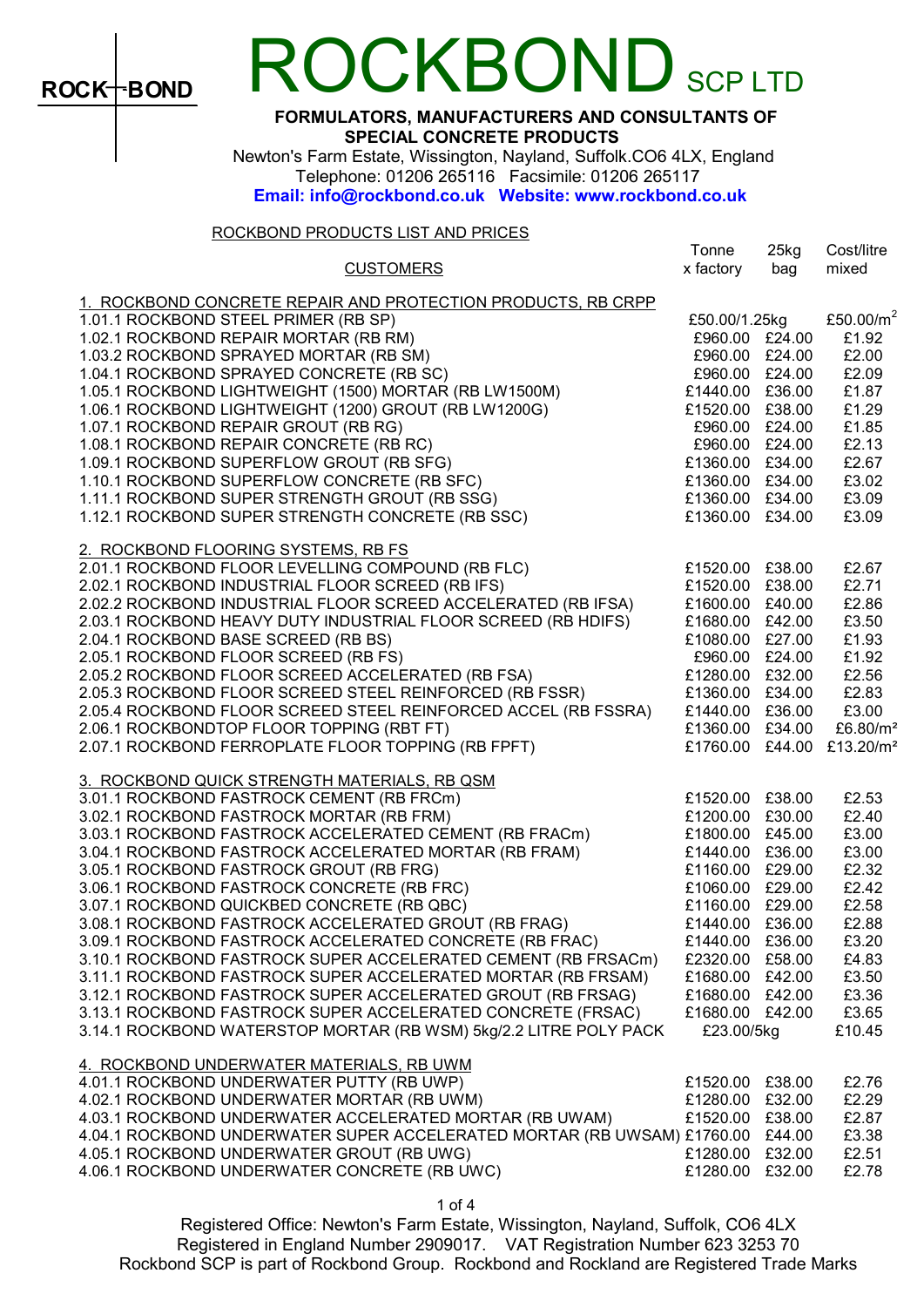# ROCKBOND SCP LTD

**FORMULATORS, MANUFACTURERS AND CONSULTANTS OF SPECIAL CONCRETE PRODUCTS**

Newton's Farm Estate, Wissington, Nayland, Suffolk.CO6 4LX, England
Telephone: 01206 265116 Facsimile: 01206 265117
**Email: info@rockbond.co.uk Website: www.rockbond.co.uk**

ROCKBOND PRODUCTS LIST AND PRICES

| CUSTOMERS | Tonne x factory | 25kg bag | Cost/litre mixed |
|---|---|---|---|
| **1. ROCKBOND CONCRETE REPAIR AND PROTECTION PRODUCTS, RB CRPP** | | | |
| 1.01.1 ROCKBOND STEEL PRIMER (RB SP) | £50.00/1.25kg | | £50.00/m$^2$ |
| 1.02.1 ROCKBOND REPAIR MORTAR (RB RM) | £960.00 | £24.00 | £1.92 |
| 1.03.2 ROCKBOND SPRAYED MORTAR (RB SM) | £960.00 | £24.00 | £2.00 |
| 1.04.1 ROCKBOND SPRAYED CONCRETE (RB SC) | £960.00 | £24.00 | £2.09 |
| 1.05.1 ROCKBOND LIGHTWEIGHT (1500) MORTAR (RB LW1500M) | £1440.00 | £36.00 | £1.87 |
| 1.06.1 ROCKBOND LIGHTWEIGHT (1200) GROUT (RB LW1200G) | £1520.00 | £38.00 | £1.29 |
| 1.07.1 ROCKBOND REPAIR GROUT (RB RG) | £960.00 | £24.00 | £1.85 |
| 1.08.1 ROCKBOND REPAIR CONCRETE (RB RC) | £960.00 | £24.00 | £2.13 |
| 1.09.1 ROCKBOND SUPERFLOW GROUT (RB SFG) | £1360.00 | £34.00 | £2.67 |
| 1.10.1 ROCKBOND SUPERFLOW CONCRETE (RB SFC) | £1360.00 | £34.00 | £3.02 |
| 1.11.1 ROCKBOND SUPER STRENGTH GROUT (RB SSG) | £1360.00 | £34.00 | £3.09 |
| 1.12.1 ROCKBOND SUPER STRENGTH CONCRETE (RB SSC) | £1360.00 | £34.00 | £3.09 |
| **2. ROCKBOND FLOORING SYSTEMS, RB FS** | | | |
| 2.01.1 ROCKBOND FLOOR LEVELLING COMPOUND (RB FLC) | £1520.00 | £38.00 | £2.67 |
| 2.02.1 ROCKBOND INDUSTRIAL FLOOR SCREED (RB IFS) | £1520.00 | £38.00 | £2.71 |
| 2.02.2 ROCKBOND INDUSTRIAL FLOOR SCREED ACCELERATED (RB IFSA) | £1600.00 | £40.00 | £2.86 |
| 2.03.1 ROCKBOND HEAVY DUTY INDUSTRIAL FLOOR SCREED (RB HDIFS) | £1680.00 | £42.00 | £3.50 |
| 2.04.1 ROCKBOND BASE SCREED (RB BS) | £1080.00 | £27.00 | £1.93 |
| 2.05.1 ROCKBOND FLOOR SCREED (RB FS) | £960.00 | £24.00 | £1.92 |
| 2.05.2 ROCKBOND FLOOR SCREED ACCELERATED (RB FSA) | £1280.00 | £32.00 | £2.56 |
| 2.05.3 ROCKBOND FLOOR SCREED STEEL REINFORCED (RB FSSR) | £1360.00 | £34.00 | £2.83 |
| 2.05.4 ROCKBOND FLOOR SCREED STEEL REINFORCED ACCEL (RB FSSRA) | £1440.00 | £36.00 | £3.00 |
| 2.06.1 ROCKBONDTOP FLOOR TOPPING (RBT FT) | £1360.00 | £34.00 | £6.80/m$^2$ |
| 2.07.1 ROCKBOND FERROPLATE FLOOR TOPPING (RB FPFT) | £1760.00 | £44.00 | £13.20/m$^2$ |
| **3. ROCKBOND QUICK STRENGTH MATERIALS, RB QSM** | | | |
| 3.01.1 ROCKBOND FASTROCK CEMENT (RB FRCm) | £1520.00 | £38.00 | £2.53 |
| 3.02.1 ROCKBOND FASTROCK MORTAR (RB FRM) | £1200.00 | £30.00 | £2.40 |
| 3.03.1 ROCKBOND FASTROCK ACCELERATED CEMENT (RB FRACm) | £1800.00 | £45.00 | £3.00 |
| 3.04.1 ROCKBOND FASTROCK ACCELERATED MORTAR (RB FRAM) | £1440.00 | £36.00 | £3.00 |
| 3.05.1 ROCKBOND FASTROCK GROUT (RB FRG) | £1160.00 | £29.00 | £2.32 |
| 3.06.1 ROCKBOND FASTROCK CONCRETE (RB FRC) | £1060.00 | £29.00 | £2.42 |
| 3.07.1 ROCKBOND QUICKBED CONCRETE (RB QBC) | £1160.00 | £29.00 | £2.58 |
| 3.08.1 ROCKBOND FASTROCK ACCELERATED GROUT (RB FRAG) | £1440.00 | £36.00 | £2.88 |
| 3.09.1 ROCKBOND FASTROCK ACCELERATED CONCRETE (RB FRAC) | £1440.00 | £36.00 | £3.20 |
| 3.10.1 ROCKBOND FASTROCK SUPER ACCELERATED CEMENT (RB FRSACm) | £2320.00 | £58.00 | £4.83 |
| 3.11.1 ROCKBOND FASTROCK SUPER ACCELERATED MORTAR (RB FRSAM) | £1680.00 | £42.00 | £3.50 |
| 3.12.1 ROCKBOND FASTROCK SUPER ACCELERATED GROUT (RB FRSAG) | £1680.00 | £42.00 | £3.36 |
| 3.13.1 ROCKBOND FASTROCK SUPER ACCELERATED CONCRETE (FRSAC) | £1680.00 | £42.00 | £3.65 |
| 3.14.1 ROCKBOND WATERSTOP MORTAR (RB WSM) 5kg/2.2 LITRE POLY PACK | £23.00/5kg | | £10.45 |
| **4. ROCKBOND UNDERWATER MATERIALS, RB UWM** | | | |
| 4.01.1 ROCKBOND UNDERWATER PUTTY (RB UWP) | £1520.00 | £38.00 | £2.76 |
| 4.02.1 ROCKBOND UNDERWATER MORTAR (RB UWM) | £1280.00 | £32.00 | £2.29 |
| 4.03.1 ROCKBOND UNDERWATER ACCELERATED MORTAR (RB UWAM) | £1520.00 | £38.00 | £2.87 |
| 4.04.1 ROCKBOND UNDERWATER SUPER ACCELERATED MORTAR (RB UWSAM) | £1760.00 | £44.00 | £3.38 |
| 4.05.1 ROCKBOND UNDERWATER GROUT (RB UWG) | £1280.00 | £32.00 | £2.51 |
| 4.06.1 ROCKBOND UNDERWATER CONCRETE (RB UWC) | £1280.00 | £32.00 | £2.78 |

Registered Office: Newton's Farm Estate, Wissington, Nayland, Suffolk, CO6 4LX
Registered in England Number 2909017. VAT Registration Number 623 3253 70
Rockbond SCP is part of Rockbond Group. Rockbond and Rockland are Registered Trade Marks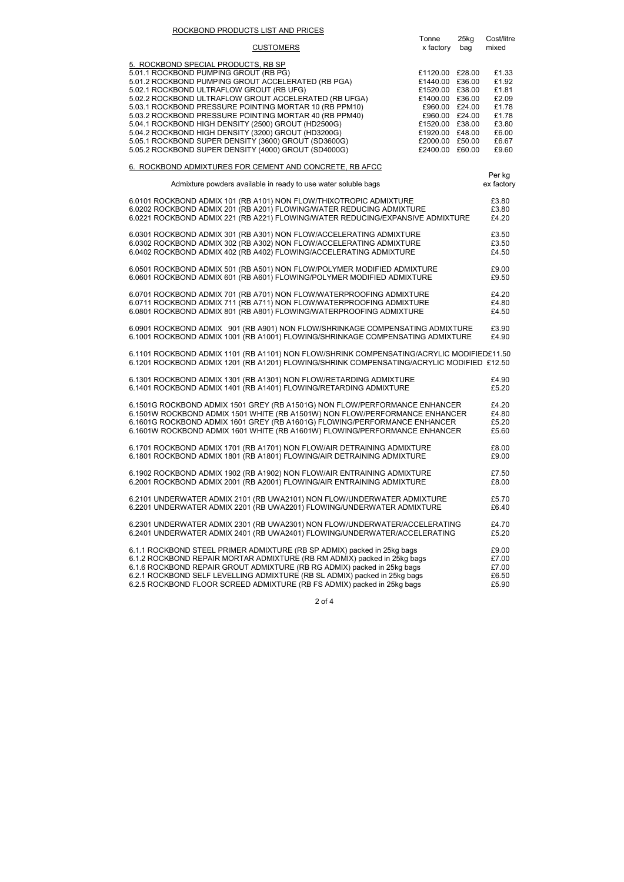ROCKBOND PRODUCTS LIST AND PRICES

| CUSTOMERS | Tonne x factory | 25kg bag | Cost/litre mixed |
|---|---|---|---|
| **5. ROCKBOND SPECIAL PRODUCTS, RB SP** | | | |
| 5.01.1 ROCKBOND PUMPING GROUT (RB PG) | £1120.00 | £28.00 | £1.33 |
| 5.01.2 ROCKBOND PUMPING GROUT ACCELERATED (RB PGA) | £1440.00 | £36.00 | £1.92 |
| 5.02.1 ROCKBOND ULTRAFLOW GROUT (RB UFG) | £1520.00 | £38.00 | £1.81 |
| 5.02.2 ROCKBOND ULTRAFLOW GROUT ACCELERATED (RB UFGA) | £1400.00 | £36.00 | £2.09 |
| 5.03.1 ROCKBOND PRESSURE POINTING MORTAR 10 (RB PPM10) | £960.00 | £24.00 | £1.78 |
| 5.03.2 ROCKBOND PRESSURE POINTING MORTAR 40 (RB PPM40) | £960.00 | £24.00 | £1.78 |
| 5.04.1 ROCKBOND HIGH DENSITY (2500) GROUT (HD2500G) | £1520.00 | £38.00 | £3.80 |
| 5.04.2 ROCKBOND HIGH DENSITY (3200) GROUT (HD3200G) | £1920.00 | £48.00 | £6.00 |
| 5.05.1 ROCKBOND SUPER DENSITY (3600) GROUT (SD3600G) | £2000.00 | £50.00 | £6.67 |
| 5.05.2 ROCKBOND SUPER DENSITY (4000) GROUT (SD4000G) | £2400.00 | £60.00 | £9.60 |

**6. ROCKBOND ADMIXTURES FOR CEMENT AND CONCRETE, RB AFCC**

| Admixture powders available in ready to use water soluble bags | Per kg ex factory |
|---|---|
| 6.0101 ROCKBOND ADMIX 101 (RB A101) NON FLOW/THIXOTROPIC ADMIXTURE | £3.80 |
| 6.0202 ROCKBOND ADMIX 201 (RB A201) FLOWING/WATER REDUCING ADMIXTURE | £3.80 |
| 6.0221 ROCKBOND ADMIX 221 (RB A221) FLOWING/WATER REDUCING/EXPANSIVE ADMIXTURE | £4.20 |
| 6.0301 ROCKBOND ADMIX 301 (RB A301) NON FLOW/ACCELERATING ADMIXTURE | £3.50 |
| 6.0302 ROCKBOND ADMIX 302 (RB A302) NON FLOW/ACCELERATING ADMIXTURE | £3.50 |
| 6.0402 ROCKBOND ADMIX 402 (RB A402) FLOWING/ACCELERATING ADMIXTURE | £4.50 |
| 6.0501 ROCKBOND ADMIX 501 (RB A501) NON FLOW/POLYMER MODIFIED ADMIXTURE | £9.00 |
| 6.0601 ROCKBOND ADMIX 601 (RB A601) FLOWING/POLYMER MODIFIED ADMIXTURE | £9.50 |
| 6.0701 ROCKBOND ADMIX 701 (RB A701) NON FLOW/WATERPROOFING ADMIXTURE | £4.20 |
| 6.0711 ROCKBOND ADMIX 711 (RB A711) NON FLOW/WATERPROOFING ADMIXTURE | £4.80 |
| 6.0801 ROCKBOND ADMIX 801 (RB A801) FLOWING/WATERPROOFING ADMIXTURE | £4.50 |
| 6.0901 ROCKBOND ADMIX 901 (RB A901) NON FLOW/SHRINKAGE COMPENSATING ADMIXTURE | £3.90 |
| 6.1001 ROCKBOND ADMIX 1001 (RB A1001) FLOWING/SHRINKAGE COMPENSATING ADMIXTURE | £4.90 |
| 6.1101 ROCKBOND ADMIX 1101 (RB A1101) NON FLOW/SHRINK COMPENSATING/ACRYLIC MODIFIED | £11.50 |
| 6.1201 ROCKBOND ADMIX 1201 (RB A1201) FLOWING/SHRINK COMPENSATING/ACRYLIC MODIFIED | £12.50 |
| 6.1301 ROCKBOND ADMIX 1301 (RB A1301) NON FLOW/RETARDING ADMIXTURE | £4.90 |
| 6.1401 ROCKBOND ADMIX 1401 (RB A1401) FLOWING/RETARDING ADMIXTURE | £5.20 |
| 6.1501G ROCKBOND ADMIX 1501 GREY (RB A1501G) NON FLOW/PERFORMANCE ENHANCER | £4.20 |
| 6.1501W ROCKBOND ADMIX 1501 WHITE (RB A1501W) NON FLOW/PERFORMANCE ENHANCER | £4.80 |
| 6.1601G ROCKBOND ADMIX 1601 GREY (RB A1601G) FLOWING/PERFORMANCE ENHANCER | £5.20 |
| 6.1601W ROCKBOND ADMIX 1601 WHITE (RB A1601W) FLOWING/PERFORMANCE ENHANCER | £5.60 |
| 6.1701 ROCKBOND ADMIX 1701 (RB A1701) NON FLOW/AIR DETRAINING ADMIXTURE | £8.00 |
| 6.1801 ROCKBOND ADMIX 1801 (RB A1801) FLOWING/AIR DETRAINING ADMIXTURE | £9.00 |
| 6.1902 ROCKBOND ADMIX 1902 (RB A1902) NON FLOW/AIR ENTRAINING ADMIXTURE | £7.50 |
| 6.2001 ROCKBOND ADMIX 2001 (RB A2001) FLOWING/AIR ENTRAINING ADMIXTURE | £8.00 |
| 6.2101 UNDERWATER ADMIX 2101 (RB UWA2101) NON FLOW/UNDERWATER ADMIXTURE | £5.70 |
| 6.2201 UNDERWATER ADMIX 2201 (RB UWA2201) FLOWING/UNDERWATER ADMIXTURE | £6.40 |
| 6.2301 UNDERWATER ADMIX 2301 (RB UWA2301) NON FLOW/UNDERWATER/ACCELERATING | £4.70 |
| 6.2401 UNDERWATER ADMIX 2401 (RB UWA2401) FLOWING/UNDERWATER/ACCELERATING | £5.20 |
| 6.1.1 ROCKBOND STEEL PRIMER ADMIXTURE (RB SP ADMIX) packed in 25kg bags | £9.00 |
| 6.1.2 ROCKBOND REPAIR MORTAR ADMIXTURE (RB RM ADMIX) packed in 25kg bags | £7.00 |
| 6.1.6 ROCKBOND REPAIR GROUT ADMIXTURE (RB RG ADMIX) packed in 25kg bags | £7.00 |
| 6.2.1 ROCKBOND SELF LEVELLING ADMIXTURE (RB SL ADMIX) packed in 25kg bags | £6.50 |
| 6.2.5 ROCKBOND FLOOR SCREED ADMIXTURE (RB FS ADMIX) packed in 25kg bags | £5.90 |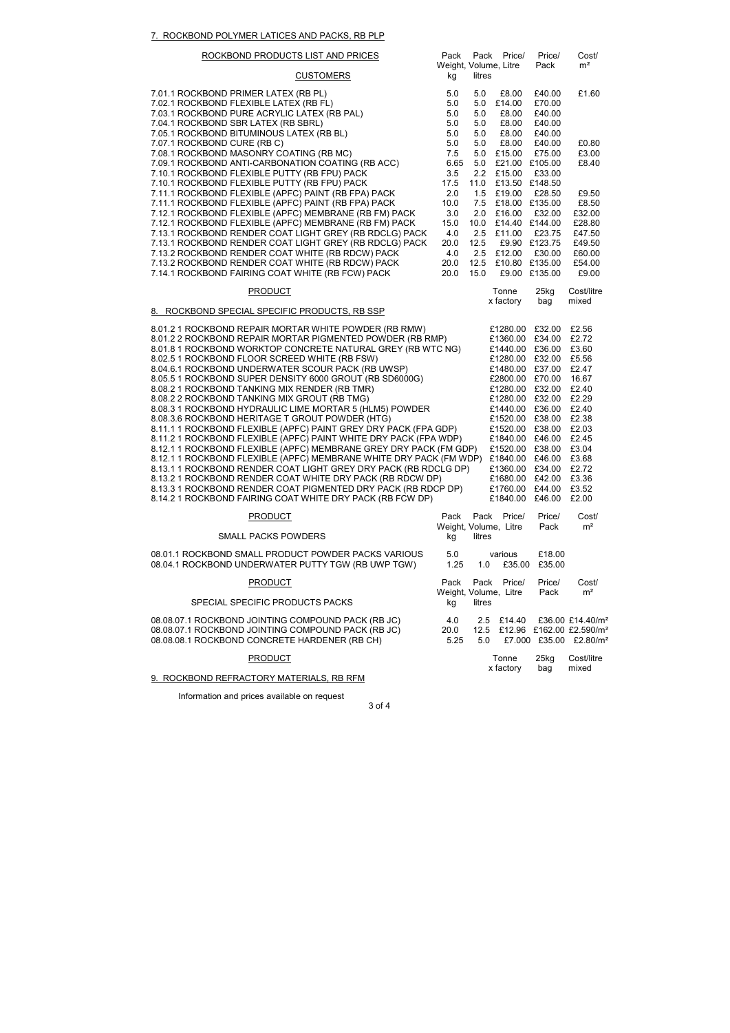## 7. ROCKBOND POLYMER LATICES AND PACKS, RB PLP

| ROCKBOND PRODUCTS LIST AND PRICES<br>CUSTOMERS | Pack Weight, kg | Pack Volume, litres | Price/ Litre | Price/ Pack | Cost/ m² |
|---|---|---|---|---|---|
| 7.01.1 ROCKBOND PRIMER LATEX (RB PL) | 5.0 | 5.0 | £8.00 | £40.00 | £1.60 |
| 7.02.1 ROCKBOND FLEXIBLE LATEX (RB FL) | 5.0 | 5.0 | £14.00 | £70.00 | |
| 7.03.1 ROCKBOND PURE ACRYLIC LATEX (RB PAL) | 5.0 | 5.0 | £8.00 | £40.00 | |
| 7.04.1 ROCKBOND SBR LATEX (RB SBRL) | 5.0 | 5.0 | £8.00 | £40.00 | |
| 7.05.1 ROCKBOND BITUMINOUS LATEX (RB BL) | 5.0 | 5.0 | £8.00 | £40.00 | |
| 7.07.1 ROCKBOND CURE (RB C) | 5.0 | 5.0 | £8.00 | £40.00 | £0.80 |
| 7.08.1 ROCKBOND MASONRY COATING (RB MC) | 7.5 | 5.0 | £15.00 | £75.00 | £3.00 |
| 7.09.1 ROCKBOND ANTI-CARBONATION COATING (RB ACC) | 6.65 | 5.0 | £21.00 | £105.00 | £8.40 |
| 7.10.1 ROCKBOND FLEXIBLE PUTTY (RB FPU) PACK | 3.5 | 2.2 | £15.00 | £33.00 | |
| 7.10.1 ROCKBOND FLEXIBLE PUTTY (RB FPU) PACK | 17.5 | 11.0 | £13.50 | £148.50 | |
| 7.11.1 ROCKBOND FLEXIBLE (APFC) PAINT (RB FPA) PACK | 2.0 | 1.5 | £19.00 | £28.50 | £9.50 |
| 7.11.1 ROCKBOND FLEXIBLE (APFC) PAINT (RB FPA) PACK | 10.0 | 7.5 | £18.00 | £135.00 | £8.50 |
| 7.12.1 ROCKBOND FLEXIBLE (APFC) MEMBRANE (RB FM) PACK | 3.0 | 2.0 | £16.00 | £32.00 | £32.00 |
| 7.12.1 ROCKBOND FLEXIBLE (APFC) MEMBRANE (RB FM) PACK | 15.0 | 10.0 | £14.40 | £144.00 | £28.80 |
| 7.13.1 ROCKBOND RENDER COAT LIGHT GREY (RB RDCLG) PACK | 4.0 | 2.5 | £11.00 | £23.75 | £47.50 |
| 7.13.1 ROCKBOND RENDER COAT LIGHT GREY (RB RDCLG) PACK | 20.0 | 12.5 | £9.90 | £123.75 | £49.50 |
| 7.13.2 ROCKBOND RENDER COAT WHITE (RB RDCW) PACK | 4.0 | 2.5 | £12.00 | £30.00 | £60.00 |
| 7.13.2 ROCKBOND RENDER COAT WHITE (RB RDCW) PACK | 20.0 | 12.5 | £10.80 | £135.00 | £54.00 |
| 7.14.1 ROCKBOND FAIRING COAT WHITE (RB FCW) PACK | 20.0 | 15.0 | £9.00 | £135.00 | £9.00 |

## 8. ROCKBOND SPECIAL SPECIFIC PRODUCTS, RB SSP

| PRODUCT | Tonne x factory | 25kg bag | Cost/litre mixed |
|---|---|---|---|
| 8.01.2 1 ROCKBOND REPAIR MORTAR WHITE POWDER (RB RMW) | £1280.00 | £32.00 | £2.56 |
| 8.01.2 2 ROCKBOND REPAIR MORTAR PIGMENTED POWDER (RB RMP) | £1360.00 | £34.00 | £2.72 |
| 8.01.8 1 ROCKBOND WORKTOP CONCRETE NATURAL GREY (RB WTC NG) | £1440.00 | £36.00 | £3.60 |
| 8.02.5 1 ROCKBOND FLOOR SCREED WHITE (RB FSW) | £1280.00 | £32.00 | £5.56 |
| 8.04.6.1 ROCKBOND UNDERWATER SCOUR PACK (RB UWSP) | £1480.00 | £37.00 | £2.47 |
| 8.05.5 1 ROCKBOND SUPER DENSITY 6000 GROUT (RB SD6000G) | £2800.00 | £70.00 | 16.67 |
| 8.08.2 1 ROCKBOND TANKING MIX RENDER (RB TMR) | £1280.00 | £32.00 | £2.40 |
| 8.08.2 2 ROCKBOND TANKING MIX GROUT (RB TMG) | £1280.00 | £32.00 | £2.29 |
| 8.08.3 1 ROCKBOND HYDRAULIC LIME MORTAR 5 (HLM5) POWDER | £1440.00 | £36.00 | £2.40 |
| 8.08.3.6 ROCKBOND HERITAGE T GROUT POWDER (HTG) | £1520.00 | £38.00 | £2.38 |
| 8.11.1 1 ROCKBOND FLEXIBLE (APFC) PAINT GREY DRY PACK (FPA GDP) | £1520.00 | £38.00 | £2.03 |
| 8.11.2 1 ROCKBOND FLEXIBLE (APFC) PAINT WHITE DRY PACK (FPA WDP) | £1840.00 | £46.00 | £2.45 |
| 8.12.1 1 ROCKBOND FLEXIBLE (APFC) MEMBRANE GREY DRY PACK (FM GDP) | £1520.00 | £38.00 | £3.04 |
| 8.12.1 1 ROCKBOND FLEXIBLE (APFC) MEMBRANE WHITE DRY PACK (FM WDP) | £1840.00 | £46.00 | £3.68 |
| 8.13.1 1 ROCKBOND RENDER COAT LIGHT GREY DRY PACK (RB RDCLG DP) | £1360.00 | £34.00 | £2.72 |
| 8.13.2 1 ROCKBOND RENDER COAT WHITE DRY PACK (RB RDCW DP) | £1680.00 | £42.00 | £3.36 |
| 8.13.3 1 ROCKBOND RENDER COAT PIGMENTED DRY PACK (RB RDCP DP) | £1760.00 | £44.00 | £3.52 |
| 8.14.2 1 ROCKBOND FAIRING COAT WHITE DRY PACK (RB FCW DP) | £1840.00 | £46.00 | £2.00 |

| PRODUCT<br>SMALL PACKS POWDERS | Pack Weight, kg | Pack Volume, litres | Price/ Litre | Price/ Pack | Cost/ m² |
|---|---|---|---|---|---|
| 08.01.1 ROCKBOND SMALL PRODUCT POWDER PACKS VARIOUS | 5.0 | various | | £18.00 | |
| 08.04.1 ROCKBOND UNDERWATER PUTTY TGW (RB UWP TGW) | 1.25 | 1.0 | £35.00 | £35.00 | |

| PRODUCT<br>SPECIAL SPECIFIC PRODUCTS PACKS | Pack Weight, kg | Pack Volume, litres | Price/ Litre | Price/ Pack | Cost/ m² |
|---|---|---|---|---|---|
| 08.08.07.1 ROCKBOND JOINTING COMPOUND PACK (RB JC) | 4.0 | 2.5 | £14.40 | £36.00 | £14.40/m² |
| 08.08.07.1 ROCKBOND JOINTING COMPOUND PACK (RB JC) | 20.0 | 12.5 | £12.96 | £162.00 | £2.590/m² |
| 08.08.08.1 ROCKBOND CONCRETE HARDENER (RB CH) | 5.25 | 5.0 | £7.000 | £35.00 | £2.80/m² |

| PRODUCT | Tonne x factory | 25kg bag | Cost/litre mixed |
|---|---|---|---|

## 9. ROCKBOND REFRACTORY MATERIALS, RB RFM

Information and prices available on request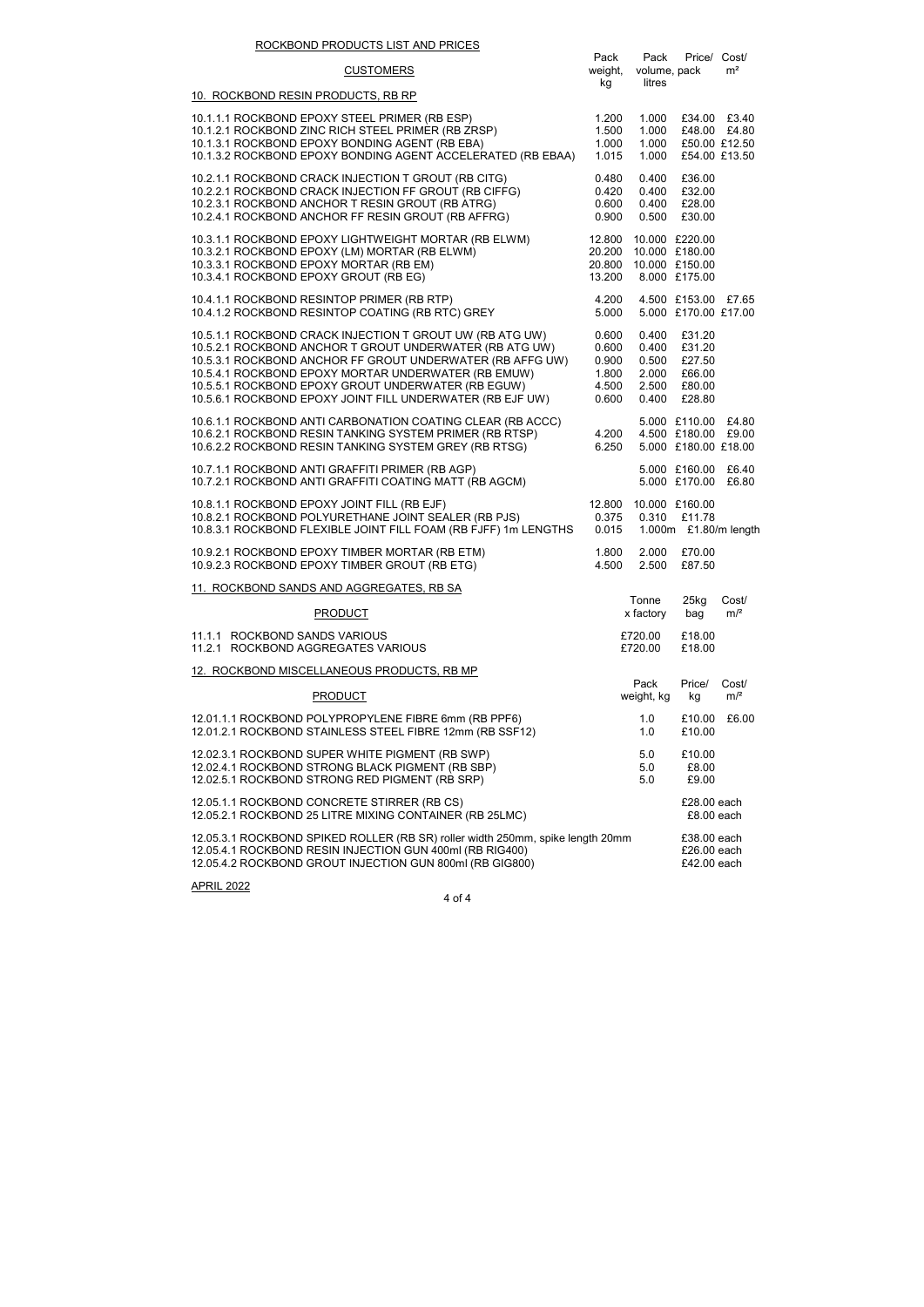ROCKBOND PRODUCTS LIST AND PRICES

| CUSTOMERS | Pack weight, kg | Pack volume, litres | Price/ pack | Cost/ m² |
|---|---|---|---|---|
| **10. ROCKBOND RESIN PRODUCTS, RB RP** | | | | |
| 10.1.1.1 ROCKBOND EPOXY STEEL PRIMER (RB ESP) | 1.200 | 1.000 | £34.00 | £3.40 |
| 10.1.2.1 ROCKBOND ZINC RICH STEEL PRIMER (RB ZRSP) | 1.500 | 1.000 | £48.00 | £4.80 |
| 10.1.3.1 ROCKBOND EPOXY BONDING AGENT (RB EBA) | 1.000 | 1.000 | £50.00 | £12.50 |
| 10.1.3.2 ROCKBOND EPOXY BONDING AGENT ACCELERATED (RB EBAA) | 1.015 | 1.000 | £54.00 | £13.50 |
| 10.2.1.1 ROCKBOND CRACK INJECTION T GROUT (RB CITG) | 0.480 | 0.400 | £36.00 | |
| 10.2.2.1 ROCKBOND CRACK INJECTION FF GROUT (RB CIFFG) | 0.420 | 0.400 | £32.00 | |
| 10.2.3.1 ROCKBOND ANCHOR T RESIN GROUT (RB ATRG) | 0.600 | 0.400 | £28.00 | |
| 10.2.4.1 ROCKBOND ANCHOR FF RESIN GROUT (RB AFFRG) | 0.900 | 0.500 | £30.00 | |
| 10.3.1.1 ROCKBOND EPOXY LIGHTWEIGHT MORTAR (RB ELWM) | 12.800 | 10.000 | £220.00 | |
| 10.3.2.1 ROCKBOND EPOXY (LM) MORTAR (RB ELWM) | 20.200 | 10.000 | £180.00 | |
| 10.3.3.1 ROCKBOND EPOXY MORTAR (RB EM) | 20.800 | 10.000 | £150.00 | |
| 10.3.4.1 ROCKBOND EPOXY GROUT (RB EG) | 13.200 | 8.000 | £175.00 | |
| 10.4.1.1 ROCKBOND RESINTOP PRIMER (RB RTP) | 4.200 | 4.500 | £153.00 | £7.65 |
| 10.4.1.2 ROCKBOND RESINTOP COATING (RB RTC) GREY | 5.000 | 5.000 | £170.00 | £17.00 |
| 10.5.1.1 ROCKBOND CRACK INJECTION T GROUT UW (RB ATG UW) | 0.600 | 0.400 | £31.20 | |
| 10.5.2.1 ROCKBOND ANCHOR T GROUT UNDERWATER (RB ATG UW) | 0.600 | 0.400 | £31.20 | |
| 10.5.3.1 ROCKBOND ANCHOR FF GROUT UNDERWATER (RB AFFG UW) | 0.900 | 0.500 | £27.50 | |
| 10.5.4.1 ROCKBOND EPOXY MORTAR UNDERWATER (RB EMUW) | 1.800 | 2.000 | £66.00 | |
| 10.5.5.1 ROCKBOND EPOXY GROUT UNDERWATER (RB EGUW) | 4.500 | 2.500 | £80.00 | |
| 10.5.6.1 ROCKBOND EPOXY JOINT FILL UNDERWATER (RB EJF UW) | 0.600 | 0.400 | £28.80 | |
| 10.6.1.1 ROCKBOND ANTI CARBONATION COATING CLEAR (RB ACCC) | | 5.000 | £110.00 | £4.80 |
| 10.6.2.1 ROCKBOND RESIN TANKING SYSTEM PRIMER (RB RTSP) | 4.200 | 4.500 | £180.00 | £9.00 |
| 10.6.2.2 ROCKBOND RESIN TANKING SYSTEM GREY (RB RTSG) | 6.250 | 5.000 | £180.00 | £18.00 |
| 10.7.1.1 ROCKBOND ANTI GRAFFITI PRIMER (RB AGP) | | 5.000 | £160.00 | £6.40 |
| 10.7.2.1 ROCKBOND ANTI GRAFFITI COATING MATT (RB AGCM) | | 5.000 | £170.00 | £6.80 |
| 10.8.1.1 ROCKBOND EPOXY JOINT FILL (RB EJF) | 12.800 | 10.000 | £160.00 | |
| 10.8.2.1 ROCKBOND POLYURETHANE JOINT SEALER (RB PJS) | 0.375 | 0.310 | £11.78 | |
| 10.8.3.1 ROCKBOND FLEXIBLE JOINT FILL FOAM (RB FJFF) 1m LENGTHS | 0.015 | 1.000m | £1.80/m length | |
| 10.9.2.1 ROCKBOND EPOXY TIMBER MORTAR (RB ETM) | 1.800 | 2.000 | £70.00 | |
| 10.9.2.3 ROCKBOND EPOXY TIMBER GROUT (RB ETG) | 4.500 | 2.500 | £87.50 | |

**11. ROCKBOND SANDS AND AGGREGATES, RB SA**

| PRODUCT | Tonne x factory | 25kg bag | Cost/ m² |
|---|---|---|---|
| 11.1.1 ROCKBOND SANDS VARIOUS | £720.00 | £18.00 | |
| 11.2.1 ROCKBOND AGGREGATES VARIOUS | £720.00 | £18.00 | |

**12. ROCKBOND MISCELLANEOUS PRODUCTS, RB MP**

| PRODUCT | Pack weight, kg | Price/ kg | Cost/ m² |
|---|---|---|---|
| 12.01.1.1 ROCKBOND POLYPROPYLENE FIBRE 6mm (RB PPF6) | 1.0 | £10.00 | £6.00 |
| 12.01.2.1 ROCKBOND STAINLESS STEEL FIBRE 12mm (RB SSF12) | 1.0 | £10.00 | |
| 12.02.3.1 ROCKBOND SUPER WHITE PIGMENT (RB SWP) | 5.0 | £10.00 | |
| 12.02.4.1 ROCKBOND STRONG BLACK PIGMENT (RB SBP) | 5.0 | £8.00 | |
| 12.02.5.1 ROCKBOND STRONG RED PIGMENT (RB SRP) | 5.0 | £9.00 | |
| 12.05.1.1 ROCKBOND CONCRETE STIRRER (RB CS) | | £28.00 each | |
| 12.05.2.1 ROCKBOND 25 LITRE MIXING CONTAINER (RB 25LMC) | | £8.00 each | |
| 12.05.3.1 ROCKBOND SPIKED ROLLER (RB SR) roller width 250mm, spike length 20mm | | £38.00 each | |
| 12.05.4.1 ROCKBOND RESIN INJECTION GUN 400ml (RB RIG400) | | £26.00 each | |
| 12.05.4.2 ROCKBOND GROUT INJECTION GUN 800ml (RB GIG800) | | £42.00 each | |

APRIL 2022